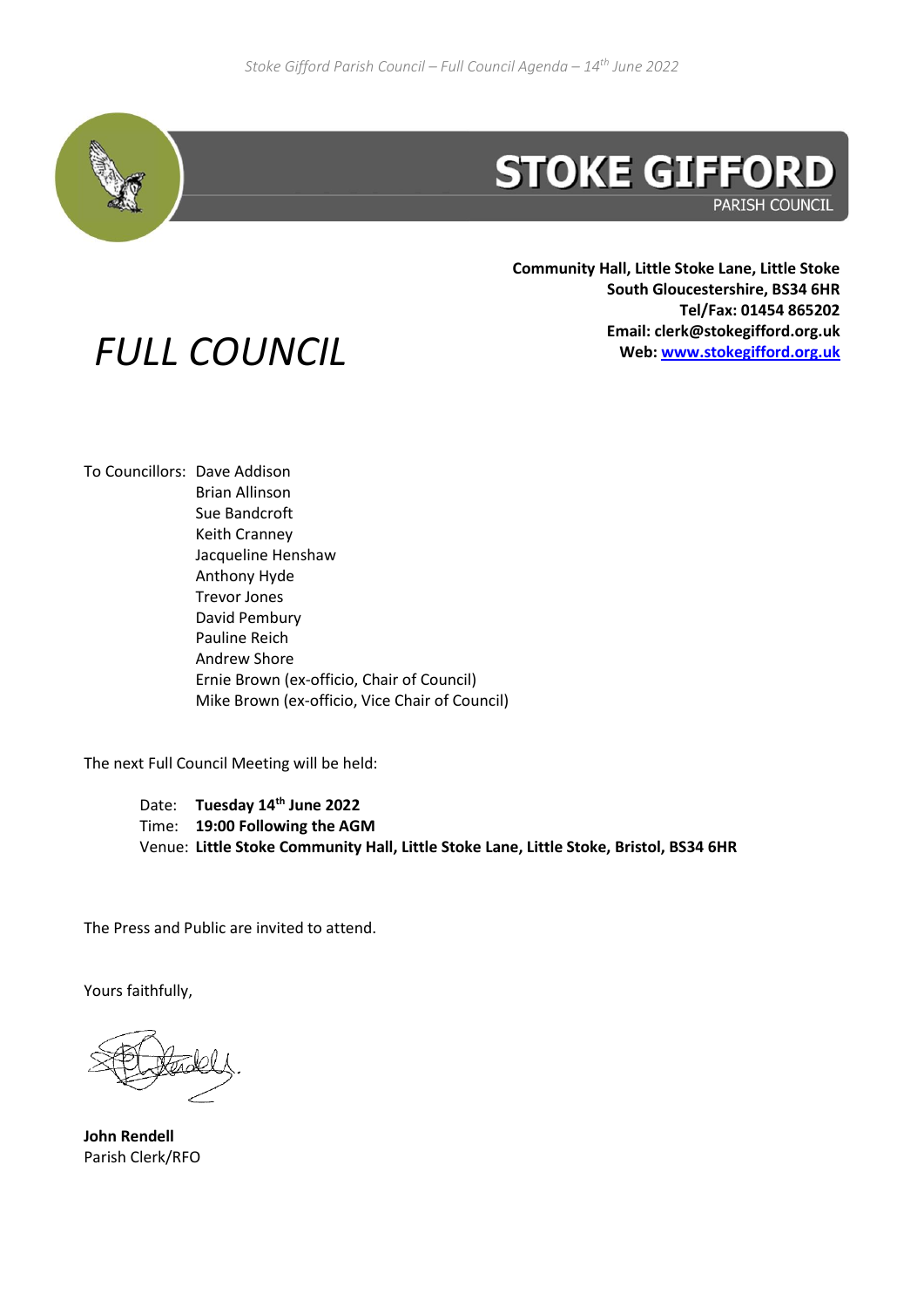# STOKE GIFFORD

PARISH COUNCIL

**Community Hall, Little Stoke Lane, Little Stoke**
**South Gloucestershire, BS34 6HR**
**Tel/Fax: 01454 865202**
**Email: clerk@stokegifford.org.uk**
**Web: [www.stokegifford.org.uk](http://www.stokegifford.org.uk)**

# *FULL COUNCIL*

To Councillors: Dave Addison
Brian Allinson
Sue Bandcroft
Keith Cranney
Jacqueline Henshaw
Anthony Hyde
Trevor Jones
David Pembury
Pauline Reich
Andrew Shore
Ernie Brown (ex-officio, Chair of Council)
Mike Brown (ex-officio, Vice Chair of Council)

The next Full Council Meeting will be held:

Date: **Tuesday 14th June 2022**
Time: **19:00 Following the AGM**
Venue: **Little Stoke Community Hall, Little Stoke Lane, Little Stoke, Bristol, BS34 6HR**

The Press and Public are invited to attend.

Yours faithfully,

**John Rendell**
Parish Clerk/RFO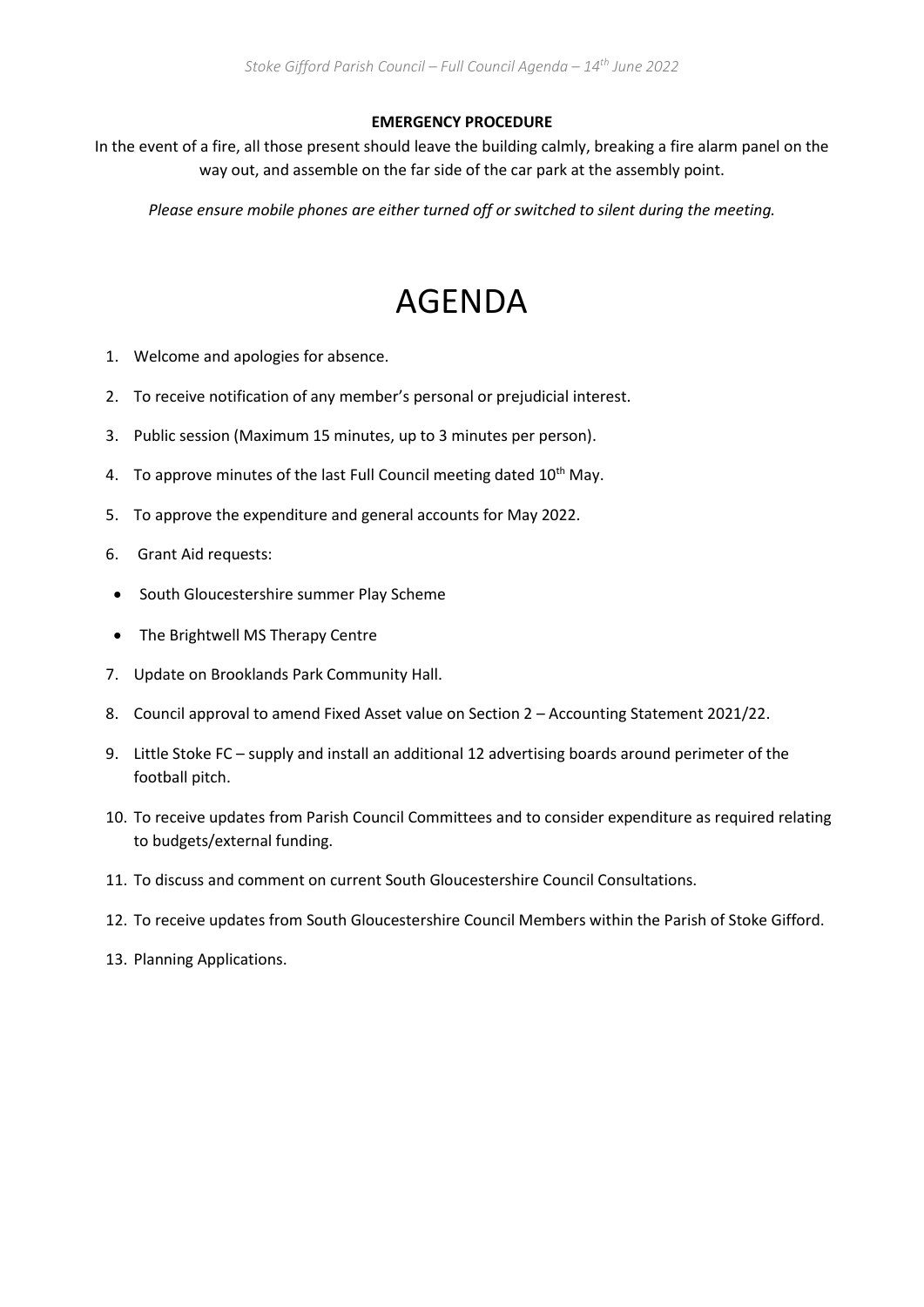**EMERGENCY PROCEDURE**

In the event of a fire, all those present should leave the building calmly, breaking a fire alarm panel on the way out, and assemble on the far side of the car park at the assembly point.

*Please ensure mobile phones are either turned off or switched to silent during the meeting.*

# AGENDA

1. Welcome and apologies for absence.
2. To receive notification of any member's personal or prejudicial interest.
3. Public session (Maximum 15 minutes, up to 3 minutes per person).
4. To approve minutes of the last Full Council meeting dated 10th May.
5. To approve the expenditure and general accounts for May 2022.
6. Grant Aid requests:
   - South Gloucestershire summer Play Scheme
   - The Brightwell MS Therapy Centre
7. Update on Brooklands Park Community Hall.
8. Council approval to amend Fixed Asset value on Section 2 – Accounting Statement 2021/22.
9. Little Stoke FC – supply and install an additional 12 advertising boards around perimeter of the football pitch.
10. To receive updates from Parish Council Committees and to consider expenditure as required relating to budgets/external funding.
11. To discuss and comment on current South Gloucestershire Council Consultations.
12. To receive updates from South Gloucestershire Council Members within the Parish of Stoke Gifford.
13. Planning Applications.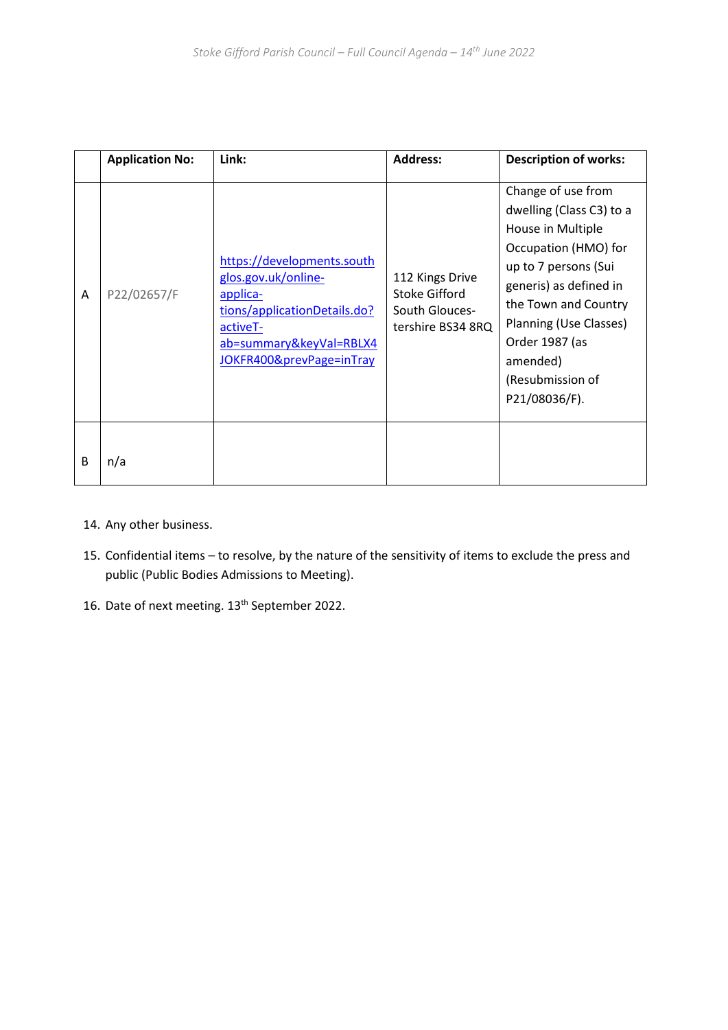| | Application No: | Link: | Address: | Description of works: |
|---|---|---|---|---|
| A | P22/02657/F | https://developments.southglos.gov.uk/online-applications/applicationDetails.do?activeTab=summary&keyVal=RBLX4JOKFR400&prevPage=inTray | 112 Kings Drive Stoke Gifford South Gloucestershire BS34 8RQ | Change of use from dwelling (Class C3) to a House in Multiple Occupation (HMO) for up to 7 persons (Sui generis) as defined in the Town and Country Planning (Use Classes) Order 1987 (as amended) (Resubmission of P21/08036/F). |
| B | n/a | | | |

14. Any other business.

15. Confidential items – to resolve, by the nature of the sensitivity of items to exclude the press and public (Public Bodies Admissions to Meeting).

16. Date of next meeting. 13th September 2022.